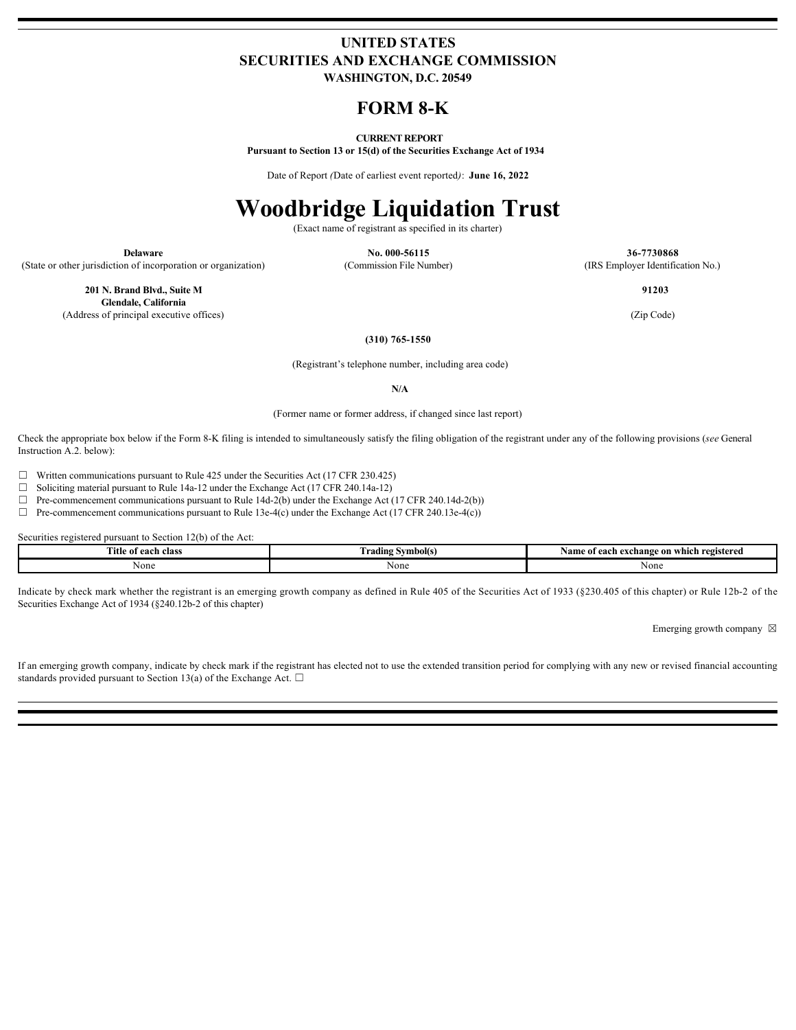# UNITED STATES
# SECURITIES AND EXCHANGE COMMISSION
**WASHINGTON, D.C. 20549**

# FORM 8-K

**CURRENT REPORT**
**Pursuant to Section 13 or 15(d) of the Securities Exchange Act of 1934**

Date of Report *(*Date of earliest event reported*)*: **June 16, 2022**

# Woodbridge Liquidation Trust

(Exact name of registrant as specified in its charter)

| **Delaware** | **No. 000-56115** | **36-7730868** |
|---|---|---|
| (State or other jurisdiction of incorporation or organization) | (Commission File Number) | (IRS Employer Identification No.) |

| **201 N. Brand Blvd., Suite M Glendale, California** | **91203** |
|---|---|
| (Address of principal executive offices) | (Zip Code) |

**(310) 765-1550**

(Registrant's telephone number, including area code)

**N/A**

(Former name or former address, if changed since last report)

Check the appropriate box below if the Form 8-K filing is intended to simultaneously satisfy the filing obligation of the registrant under any of the following provisions (*see* General Instruction A.2. below):

☐ Written communications pursuant to Rule 425 under the Securities Act (17 CFR 230.425)
☐ Soliciting material pursuant to Rule 14a-12 under the Exchange Act (17 CFR 240.14a-12)
☐ Pre-commencement communications pursuant to Rule 14d-2(b) under the Exchange Act (17 CFR 240.14d-2(b))
☐ Pre-commencement communications pursuant to Rule 13e-4(c) under the Exchange Act (17 CFR 240.13e-4(c))

Securities registered pursuant to Section 12(b) of the Act:

| Title of each class | Trading Symbol(s) | Name of each exchange on which registered |
|---|---|---|
| None | None | None |

Indicate by check mark whether the registrant is an emerging growth company as defined in Rule 405 of the Securities Act of 1933 (§230.405 of this chapter) or Rule 12b-2 of the Securities Exchange Act of 1934 (§240.12b-2 of this chapter)

Emerging growth company ☒

If an emerging growth company, indicate by check mark if the registrant has elected not to use the extended transition period for complying with any new or revised financial accounting standards provided pursuant to Section 13(a) of the Exchange Act. ☐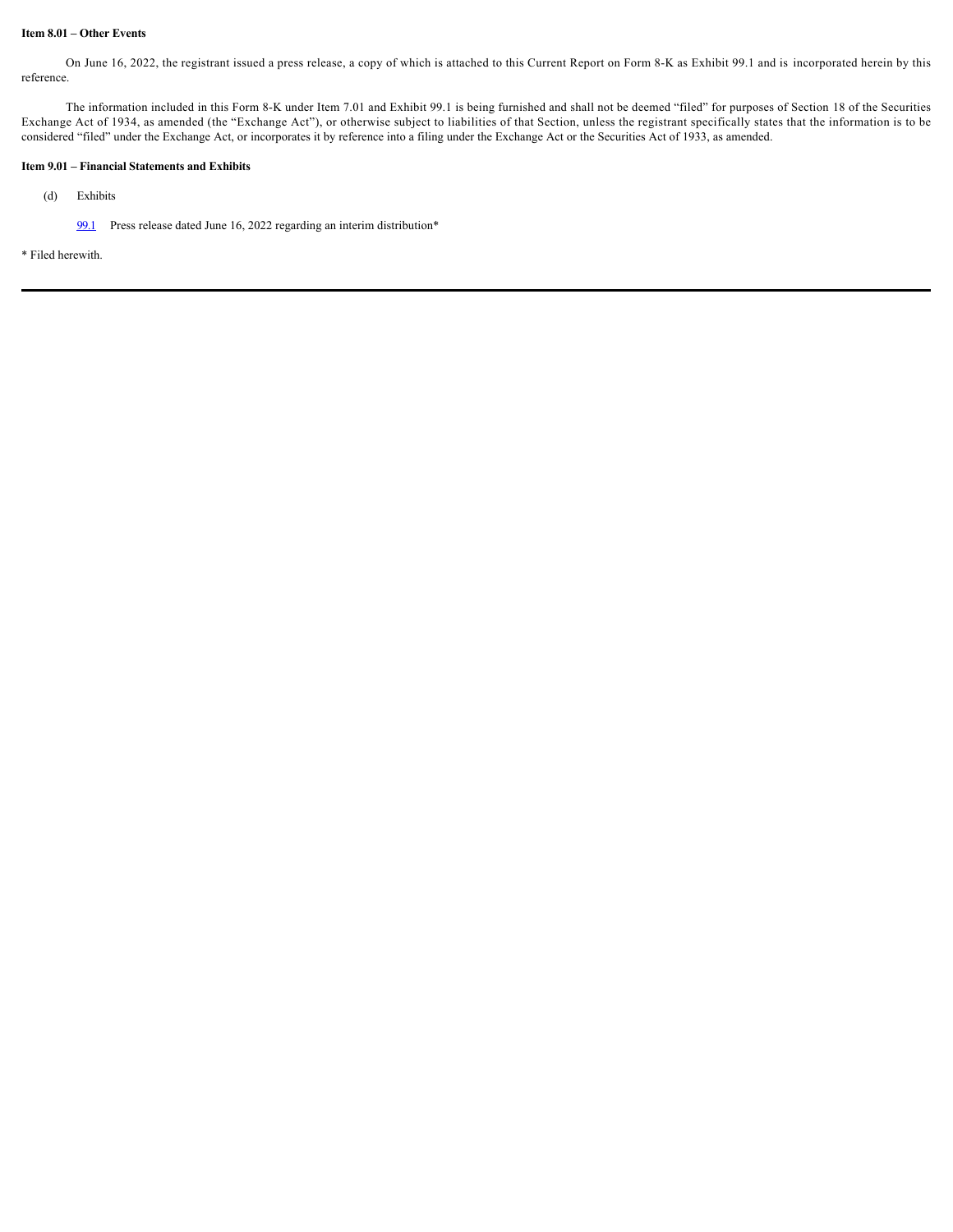**Item 8.01 – Other Events**

On June 16, 2022, the registrant issued a press release, a copy of which is attached to this Current Report on Form 8-K as Exhibit 99.1 and is incorporated herein by this reference.

The information included in this Form 8-K under Item 7.01 and Exhibit 99.1 is being furnished and shall not be deemed "filed" for purposes of Section 18 of the Securities Exchange Act of 1934, as amended (the "Exchange Act"), or otherwise subject to liabilities of that Section, unless the registrant specifically states that the information is to be considered "filed" under the Exchange Act, or incorporates it by reference into a filing under the Exchange Act or the Securities Act of 1933, as amended.

**Item 9.01 – Financial Statements and Exhibits**

(d) Exhibits

99.1 Press release dated June 16, 2022 regarding an interim distribution*

* Filed herewith.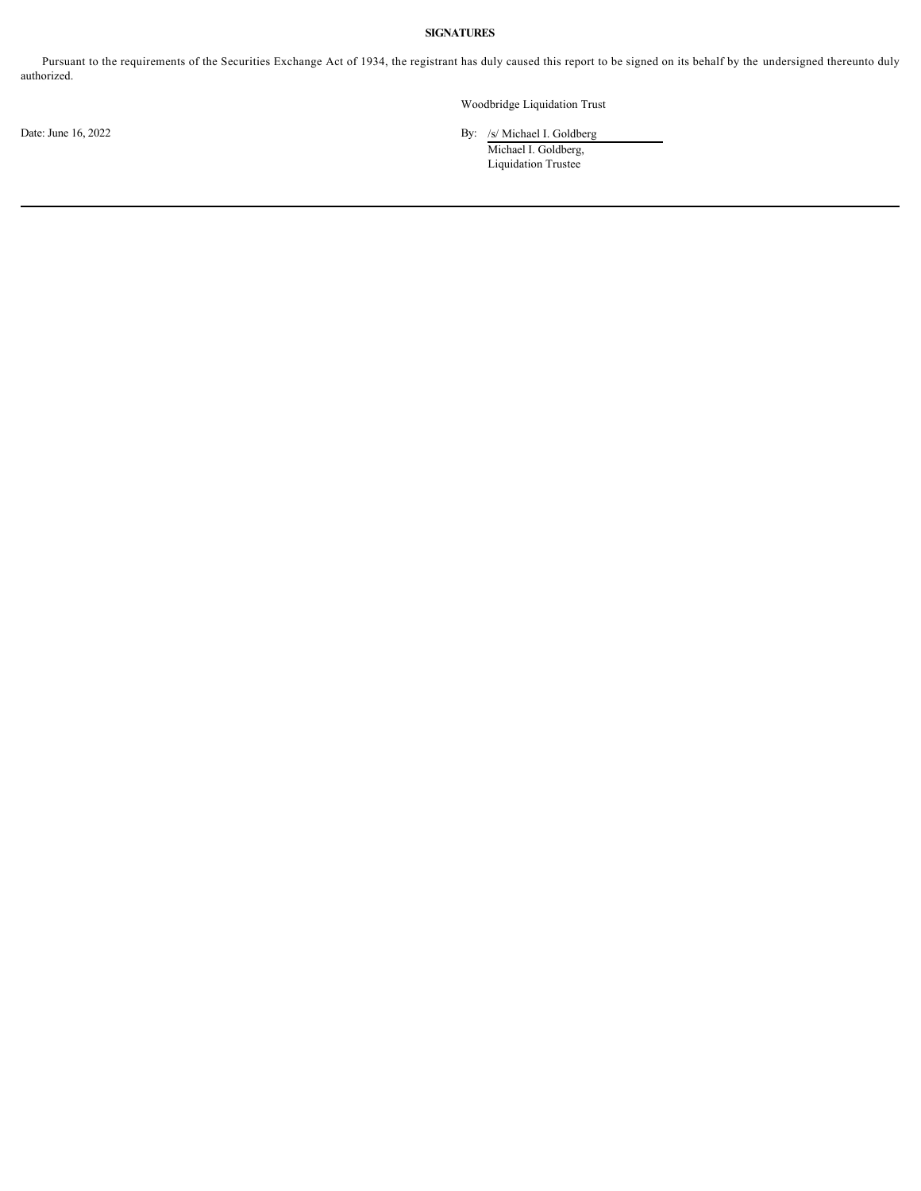**SIGNATURES**

Pursuant to the requirements of the Securities Exchange Act of 1934, the registrant has duly caused this report to be signed on its behalf by the undersigned thereunto duly authorized.

Woodbridge Liquidation Trust

Date: June 16, 2022

By: /s/ Michael I. Goldberg
Michael I. Goldberg,
Liquidation Trustee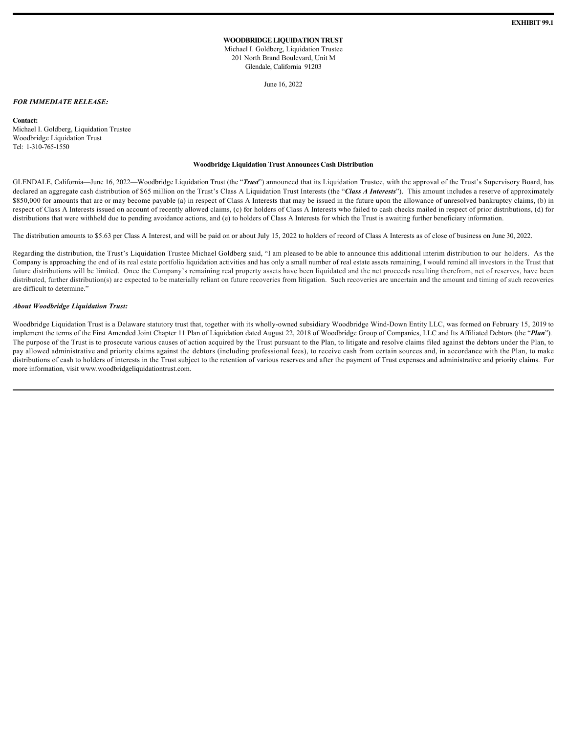**EXHIBIT 99.1**

**WOODBRIDGE LIQUIDATION TRUST**
Michael I. Goldberg, Liquidation Trustee
201 North Brand Boulevard, Unit M
Glendale, California 91203

June 16, 2022

***FOR IMMEDIATE RELEASE:***

**Contact:**
Michael I. Goldberg, Liquidation Trustee
Woodbridge Liquidation Trust
Tel: 1-310-765-1550

**Woodbridge Liquidation Trust Announces Cash Distribution**

GLENDALE, California—June 16, 2022—Woodbridge Liquidation Trust (the "***Trust***") announced that its Liquidation Trustee, with the approval of the Trust's Supervisory Board, has declared an aggregate cash distribution of $65 million on the Trust's Class A Liquidation Trust Interests (the "***Class A Interests***"). This amount includes a reserve of approximately $850,000 for amounts that are or may become payable (a) in respect of Class A Interests that may be issued in the future upon the allowance of unresolved bankruptcy claims, (b) in respect of Class A Interests issued on account of recently allowed claims, (c) for holders of Class A Interests who failed to cash checks mailed in respect of prior distributions, (d) for distributions that were withheld due to pending avoidance actions, and (e) to holders of Class A Interests for which the Trust is awaiting further beneficiary information.

The distribution amounts to $5.63 per Class A Interest, and will be paid on or about July 15, 2022 to holders of record of Class A Interests as of close of business on June 30, 2022.

Regarding the distribution, the Trust's Liquidation Trustee Michael Goldberg said, "I am pleased to be able to announce this additional interim distribution to our holders. As the Company is approaching the end of its real estate portfolio liquidation activities and has only a small number of real estate assets remaining, I would remind all investors in the Trust that future distributions will be limited. Once the Company's remaining real property assets have been liquidated and the net proceeds resulting therefrom, net of reserves, have been distributed, further distribution(s) are expected to be materially reliant on future recoveries from litigation. Such recoveries are uncertain and the amount and timing of such recoveries are difficult to determine."

***About Woodbridge Liquidation Trust:***

Woodbridge Liquidation Trust is a Delaware statutory trust that, together with its wholly-owned subsidiary Woodbridge Wind-Down Entity LLC, was formed on February 15, 2019 to implement the terms of the First Amended Joint Chapter 11 Plan of Liquidation dated August 22, 2018 of Woodbridge Group of Companies, LLC and Its Affiliated Debtors (the "***Plan***"). The purpose of the Trust is to prosecute various causes of action acquired by the Trust pursuant to the Plan, to litigate and resolve claims filed against the debtors under the Plan, to pay allowed administrative and priority claims against the debtors (including professional fees), to receive cash from certain sources and, in accordance with the Plan, to make distributions of cash to holders of interests in the Trust subject to the retention of various reserves and after the payment of Trust expenses and administrative and priority claims. For more information, visit www.woodbridgeliquidationtrust.com.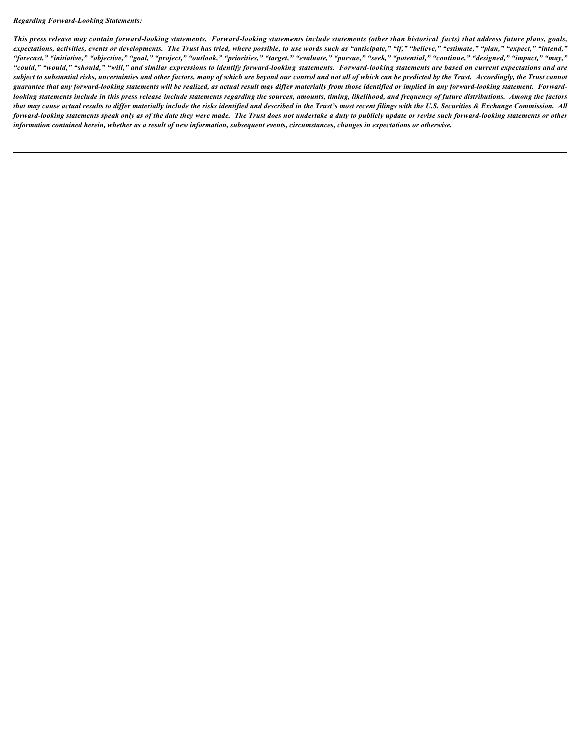***Regarding Forward-Looking Statements:***

***This press release may contain forward-looking statements. Forward-looking statements include statements (other than historical facts) that address future plans, goals, expectations, activities, events or developments. The Trust has tried, where possible, to use words such as "anticipate," "if," "believe," "estimate," "plan," "expect," "intend," "forecast," "initiative," "objective," "goal," "project," "outlook," "priorities," "target," "evaluate," "pursue," "seek," "potential," "continue," "designed," "impact," "may," "could," "would," "should," "will," and similar expressions to identify forward-looking statements. Forward-looking statements are based on current expectations and are subject to substantial risks, uncertainties and other factors, many of which are beyond our control and not all of which can be predicted by the Trust. Accordingly, the Trust cannot guarantee that any forward-looking statements will be realized, as actual result may differ materially from those identified or implied in any forward-looking statement. Forward-looking statements include in this press release include statements regarding the sources, amounts, timing, likelihood, and frequency of future distributions. Among the factors that may cause actual results to differ materially include the risks identified and described in the Trust's most recent filings with the U.S. Securities & Exchange Commission. All forward-looking statements speak only as of the date they were made. The Trust does not undertake a duty to publicly update or revise such forward-looking statements or other information contained herein, whether as a result of new information, subsequent events, circumstances, changes in expectations or otherwise.***